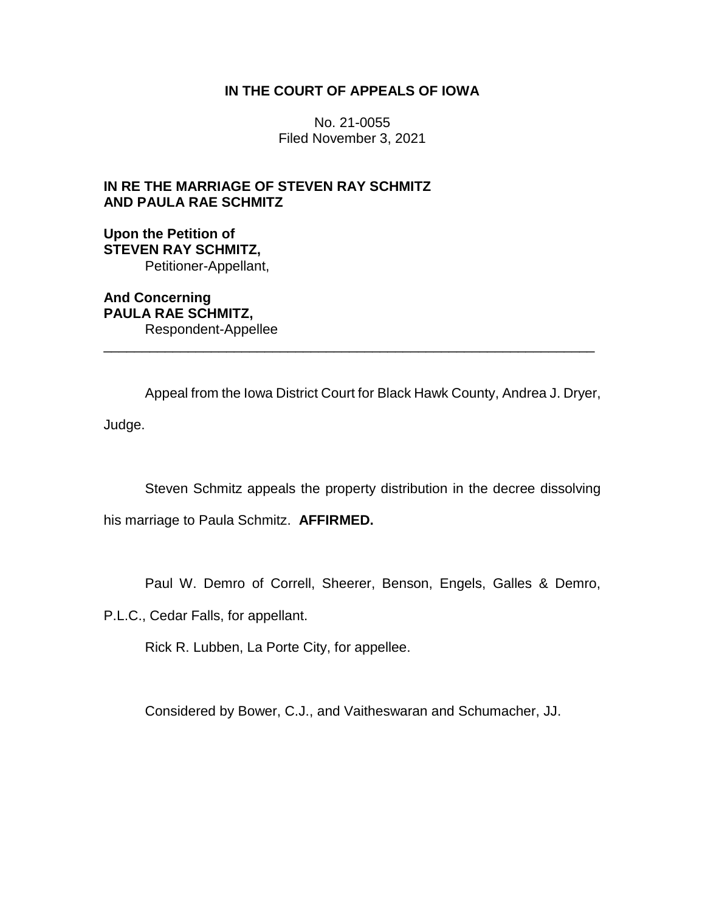**IN THE COURT OF APPEALS OF IOWA**

No. 21-0055
Filed November 3, 2021

**IN RE THE MARRIAGE OF STEVEN RAY SCHMITZ AND PAULA RAE SCHMITZ**

**Upon the Petition of**
**STEVEN RAY SCHMITZ,**
Petitioner-Appellant,

**And Concerning**
**PAULA RAE SCHMITZ,**
Respondent-Appellee

---

Appeal from the Iowa District Court for Black Hawk County, Andrea J. Dryer, Judge.

Steven Schmitz appeals the property distribution in the decree dissolving his marriage to Paula Schmitz. **AFFIRMED.**

Paul W. Demro of Correll, Sheerer, Benson, Engels, Galles & Demro, P.L.C., Cedar Falls, for appellant.

Rick R. Lubben, La Porte City, for appellee.

Considered by Bower, C.J., and Vaitheswaran and Schumacher, JJ.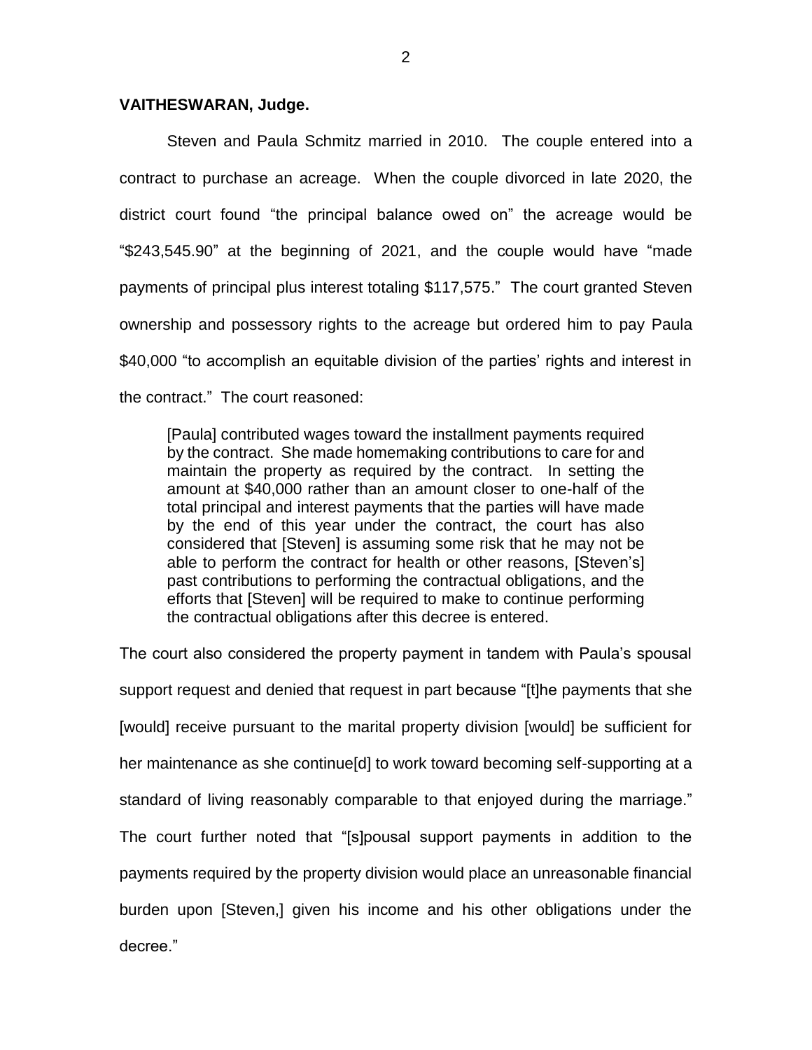**VAITHESWARAN, Judge.**

Steven and Paula Schmitz married in 2010. The couple entered into a contract to purchase an acreage. When the couple divorced in late 2020, the district court found "the principal balance owed on" the acreage would be "$243,545.90" at the beginning of 2021, and the couple would have "made payments of principal plus interest totaling $117,575." The court granted Steven ownership and possessory rights to the acreage but ordered him to pay Paula $40,000 "to accomplish an equitable division of the parties' rights and interest in the contract." The court reasoned:

> [Paula] contributed wages toward the installment payments required by the contract. She made homemaking contributions to care for and maintain the property as required by the contract. In setting the amount at $40,000 rather than an amount closer to one-half of the total principal and interest payments that the parties will have made by the end of this year under the contract, the court has also considered that [Steven] is assuming some risk that he may not be able to perform the contract for health or other reasons, [Steven's] past contributions to performing the contractual obligations, and the efforts that [Steven] will be required to make to continue performing the contractual obligations after this decree is entered.

The court also considered the property payment in tandem with Paula's spousal support request and denied that request in part because "[t]he payments that she [would] receive pursuant to the marital property division [would] be sufficient for her maintenance as she continue[d] to work toward becoming self-supporting at a standard of living reasonably comparable to that enjoyed during the marriage." The court further noted that "[s]pousal support payments in addition to the payments required by the property division would place an unreasonable financial burden upon [Steven,] given his income and his other obligations under the decree."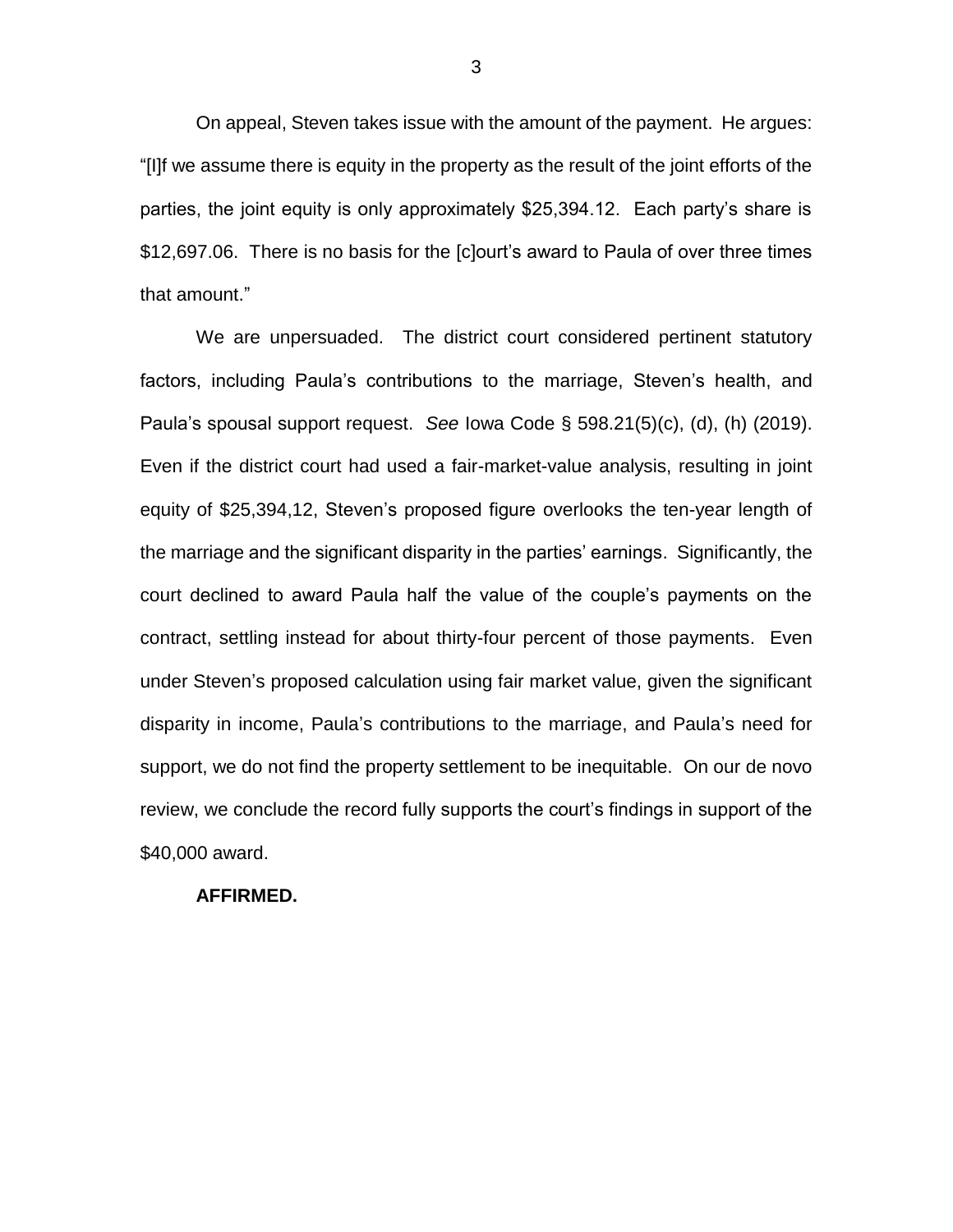On appeal, Steven takes issue with the amount of the payment. He argues: "[I]f we assume there is equity in the property as the result of the joint efforts of the parties, the joint equity is only approximately $25,394.12. Each party's share is $12,697.06. There is no basis for the [c]ourt's award to Paula of over three times that amount."

We are unpersuaded. The district court considered pertinent statutory factors, including Paula's contributions to the marriage, Steven's health, and Paula's spousal support request. *See* Iowa Code § 598.21(5)(c), (d), (h) (2019). Even if the district court had used a fair-market-value analysis, resulting in joint equity of $25,394,12, Steven's proposed figure overlooks the ten-year length of the marriage and the significant disparity in the parties' earnings. Significantly, the court declined to award Paula half the value of the couple's payments on the contract, settling instead for about thirty-four percent of those payments. Even under Steven's proposed calculation using fair market value, given the significant disparity in income, Paula's contributions to the marriage, and Paula's need for support, we do not find the property settlement to be inequitable. On our de novo review, we conclude the record fully supports the court's findings in support of the $40,000 award.

**AFFIRMED.**